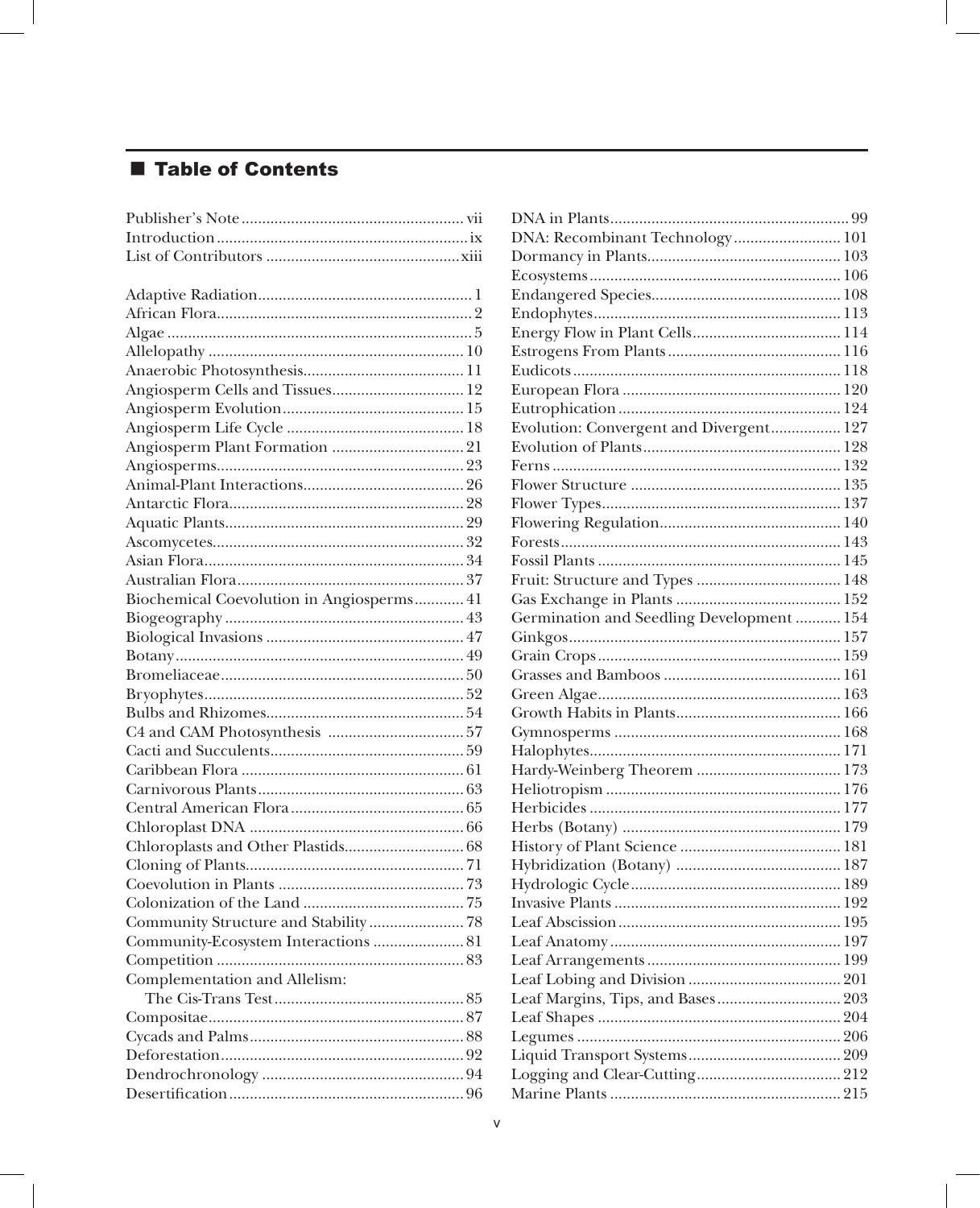## Table of Contents

Publisher's Note ... vii
Introduction ... ix
List of Contributors ... xiii

Adaptive Radiation ... 1
African Flora ... 2
Algae ... 5
Allelopathy ... 10
Anaerobic Photosynthesis ... 11
Angiosperm Cells and Tissues ... 12
Angiosperm Evolution ... 15
Angiosperm Life Cycle ... 18
Angiosperm Plant Formation ... 21
Angiosperms ... 23
Animal-Plant Interactions ... 26
Antarctic Flora ... 28
Aquatic Plants ... 29
Ascomycetes ... 32
Asian Flora ... 34
Australian Flora ... 37
Biochemical Coevolution in Angiosperms ... 41
Biogeography ... 43
Biological Invasions ... 47
Botany ... 49
Bromeliaceae ... 50
Bryophytes ... 52
Bulbs and Rhizomes ... 54
C4 and CAM Photosynthesis ... 57
Cacti and Succulents ... 59
Caribbean Flora ... 61
Carnivorous Plants ... 63
Central American Flora ... 65
Chloroplast DNA ... 66
Chloroplasts and Other Plastids ... 68
Cloning of Plants ... 71
Coevolution in Plants ... 73
Colonization of the Land ... 75
Community Structure and Stability ... 78
Community-Ecosystem Interactions ... 81
Competition ... 83
Complementation and Allelism: The Cis-Trans Test ... 85
Compositae ... 87
Cycads and Palms ... 88
Deforestation ... 92
Dendrochronology ... 94
Desertification ... 96
DNA in Plants ... 99
DNA: Recombinant Technology ... 101
Dormancy in Plants ... 103
Ecosystems ... 106
Endangered Species ... 108
Endophytes ... 113
Energy Flow in Plant Cells ... 114
Estrogens From Plants ... 116
Eudicots ... 118
European Flora ... 120
Eutrophication ... 124
Evolution: Convergent and Divergent ... 127
Evolution of Plants ... 128
Ferns ... 132
Flower Structure ... 135
Flower Types ... 137
Flowering Regulation ... 140
Forests ... 143
Fossil Plants ... 145
Fruit: Structure and Types ... 148
Gas Exchange in Plants ... 152
Germination and Seedling Development ... 154
Ginkgos ... 157
Grain Crops ... 159
Grasses and Bamboos ... 161
Green Algae ... 163
Growth Habits in Plants ... 166
Gymnosperms ... 168
Halophytes ... 171
Hardy-Weinberg Theorem ... 173
Heliotropism ... 176
Herbicides ... 177
Herbs (Botany) ... 179
History of Plant Science ... 181
Hybridization (Botany) ... 187
Hydrologic Cycle ... 189
Invasive Plants ... 192
Leaf Abscission ... 195
Leaf Anatomy ... 197
Leaf Arrangements ... 199
Leaf Lobing and Division ... 201
Leaf Margins, Tips, and Bases ... 203
Leaf Shapes ... 204
Legumes ... 206
Liquid Transport Systems ... 209
Logging and Clear-Cutting ... 212
Marine Plants ... 215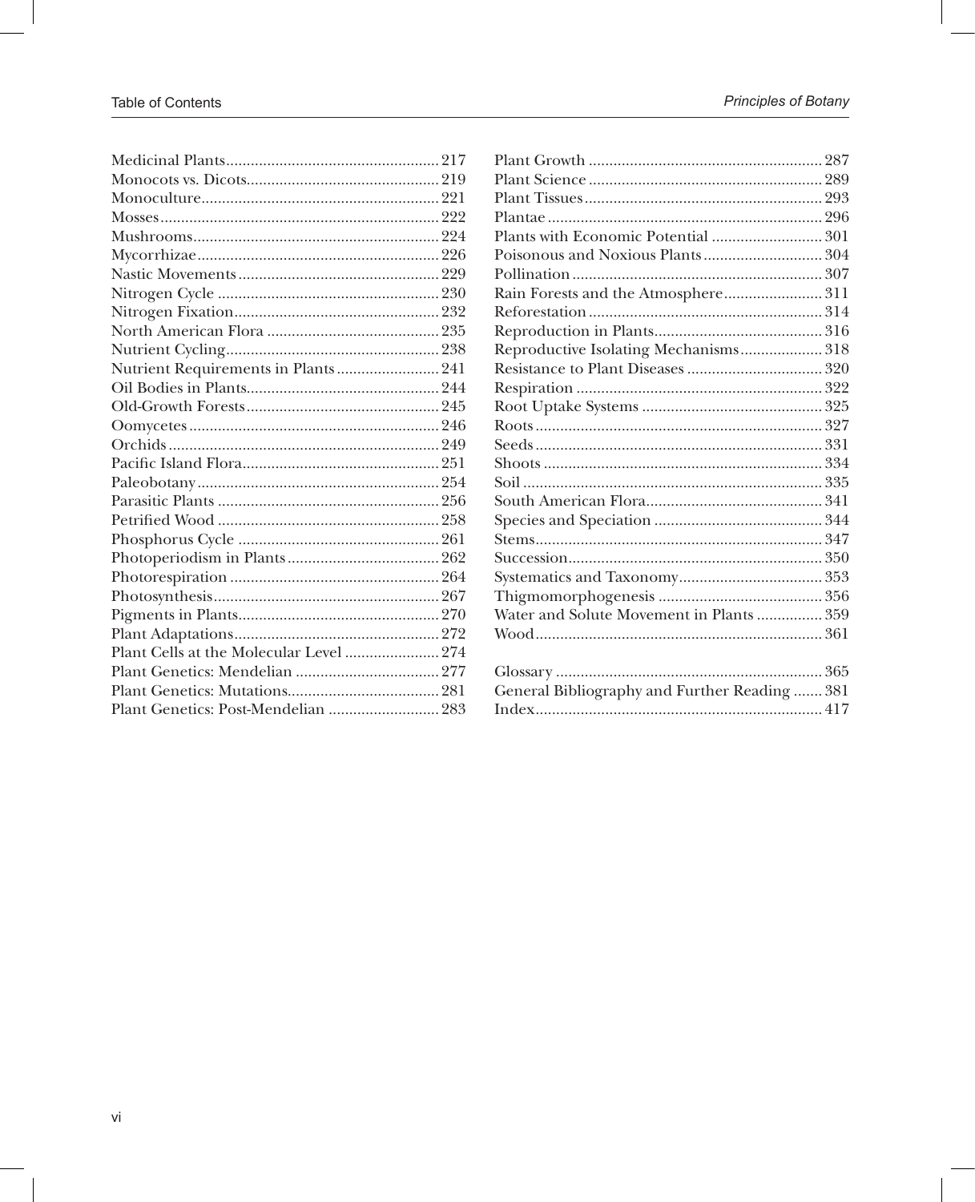Medicinal Plants .... 217
Monocots vs. Dicots .... 219
Monoculture .... 221
Mosses .... 222
Mushrooms .... 224
Mycorrhizae .... 226
Nastic Movements .... 229
Nitrogen Cycle .... 230
Nitrogen Fixation .... 232
North American Flora .... 235
Nutrient Cycling .... 238
Nutrient Requirements in Plants .... 241
Oil Bodies in Plants .... 244
Old-Growth Forests .... 245
Oomycetes .... 246
Orchids .... 249
Pacific Island Flora .... 251
Paleobotany .... 254
Parasitic Plants .... 256
Petrified Wood .... 258
Phosphorus Cycle .... 261
Photoperiodism in Plants .... 262
Photorespiration .... 264
Photosynthesis .... 267
Pigments in Plants .... 270
Plant Adaptations .... 272
Plant Cells at the Molecular Level .... 274
Plant Genetics: Mendelian .... 277
Plant Genetics: Mutations .... 281
Plant Genetics: Post-Mendelian .... 283
Plant Growth .... 287
Plant Science .... 289
Plant Tissues .... 293
Plantae .... 296
Plants with Economic Potential .... 301
Poisonous and Noxious Plants .... 304
Pollination .... 307
Rain Forests and the Atmosphere .... 311
Reforestation .... 314
Reproduction in Plants .... 316
Reproductive Isolating Mechanisms .... 318
Resistance to Plant Diseases .... 320
Respiration .... 322
Root Uptake Systems .... 325
Roots .... 327
Seeds .... 331
Shoots .... 334
Soil .... 335
South American Flora .... 341
Species and Speciation .... 344
Stems .... 347
Succession .... 350
Systematics and Taxonomy .... 353
Thigmomorphogenesis .... 356
Water and Solute Movement in Plants .... 359
Wood .... 361

Glossary .... 365
General Bibliography and Further Reading .... 381
Index .... 417